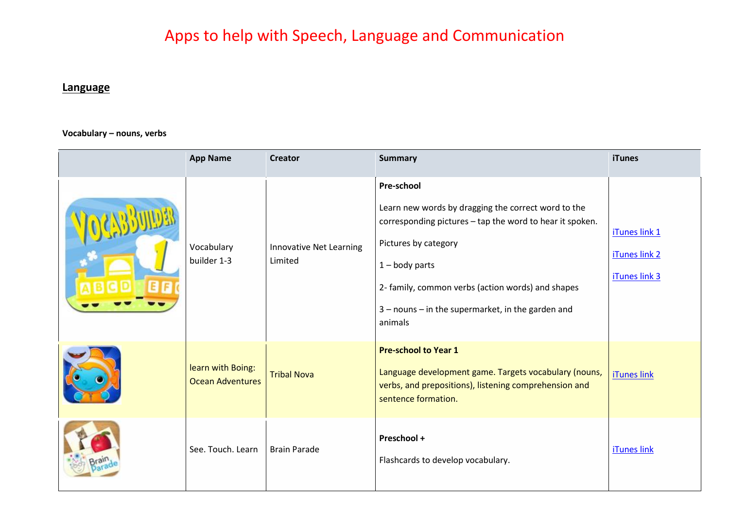# Apps to help with Speech, Language and Communication

## Language

**Vocabulary – nouns, verbs**

| | App Name | Creator | Summary | iTunes |
|---|---|---|---|---|
| | Vocabulary builder 1-3 | Innovative Net Learning Limited | **Pre-school**<br><br>Learn new words by dragging the correct word to the corresponding pictures – tap the word to hear it spoken.<br><br>Pictures by category<br><br>1 – body parts<br><br>2- family, common verbs (action words) and shapes<br><br>3 – nouns – in the supermarket, in the garden and animals | iTunes link 1<br><br>iTunes link 2<br><br>iTunes link 3 |
| | learn with Boing: Ocean Adventures | Tribal Nova | **Pre-school to Year 1**<br><br>Language development game. Targets vocabulary (nouns, verbs, and prepositions), listening comprehension and sentence formation. | iTunes link |
| | See. Touch. Learn | Brain Parade | **Preschool +**<br><br>Flashcards to develop vocabulary. | iTunes link |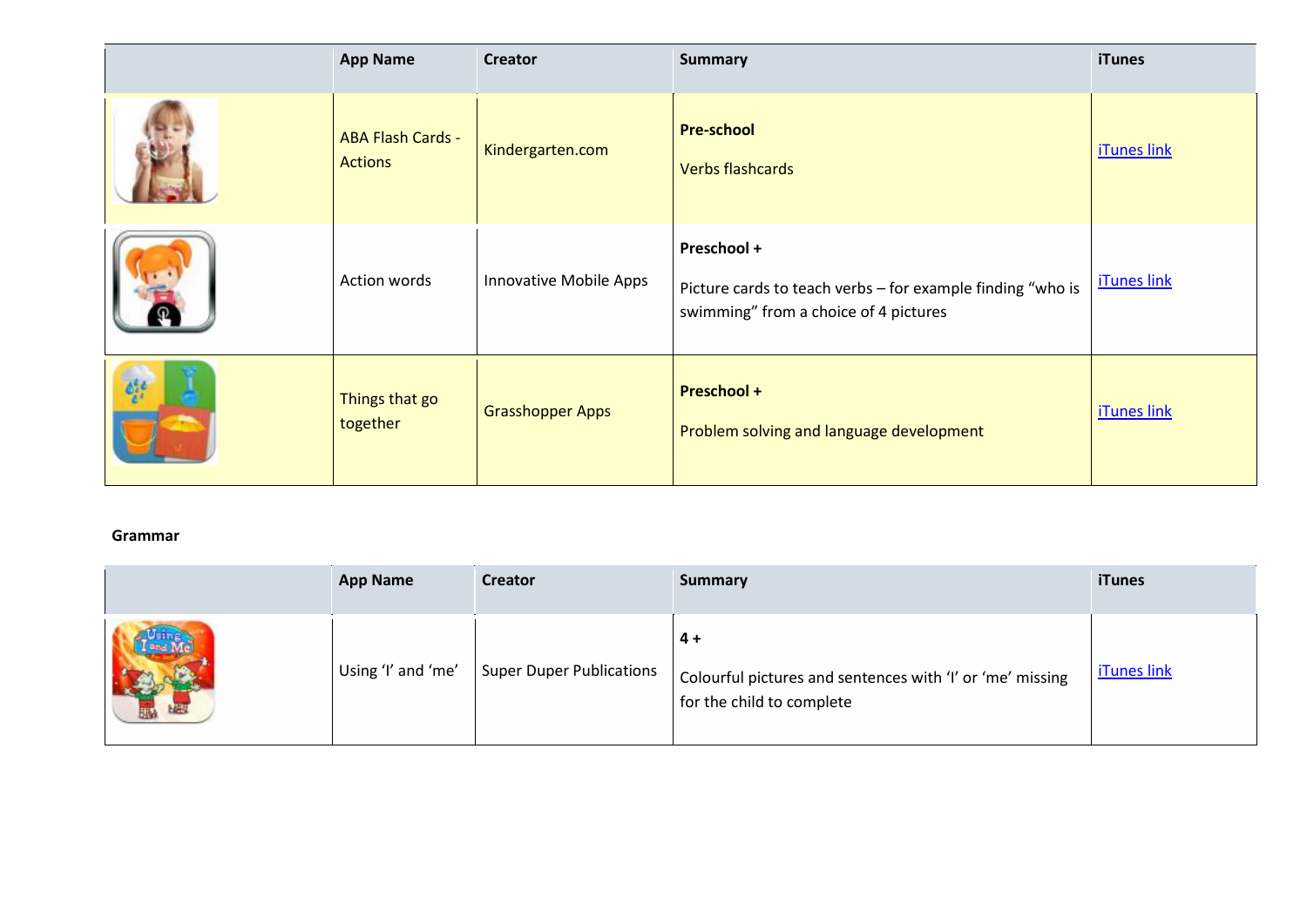| | App Name | Creator | Summary | iTunes |
|---|---|---|---|---|
| | ABA Flash Cards - Actions | Kindergarten.com | **Pre-school**<br><br>Verbs flashcards | iTunes link |
| | Action words | Innovative Mobile Apps | **Preschool +**<br><br>Picture cards to teach verbs – for example finding "who is swimming" from a choice of 4 pictures | iTunes link |
| | Things that go together | Grasshopper Apps | **Preschool +**<br><br>Problem solving and language development | iTunes link |

**Grammar**

| | App Name | Creator | Summary | iTunes |
|---|---|---|---|---|
| | Using 'I' and 'me' | Super Duper Publications | **4 +**<br><br>Colourful pictures and sentences with 'I' or 'me' missing for the child to complete | iTunes link |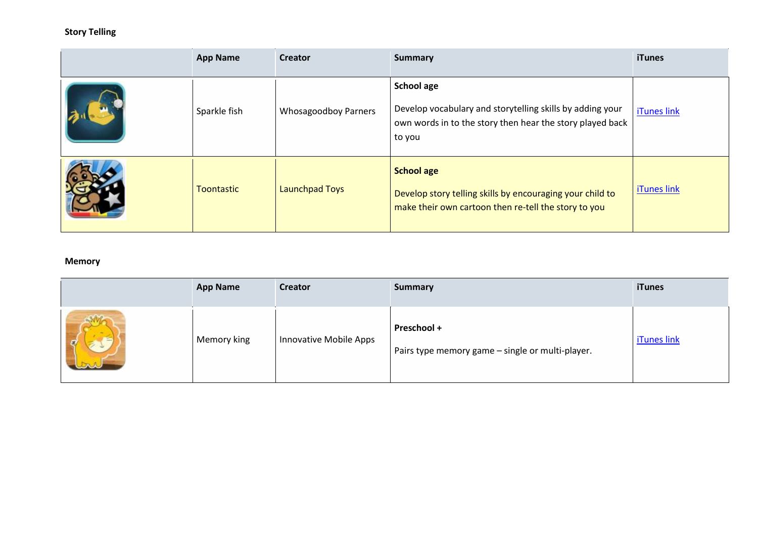**Story Telling**

| | App Name | Creator | Summary | iTunes |
|---|---|---|---|---|
| | Sparkle fish | Whosagoodboy Parners | **School age**<br>Develop vocabulary and storytelling skills by adding your own words in to the story then hear the story played back to you | iTunes link |
| | Toontastic | Launchpad Toys | **School age**<br>Develop story telling skills by encouraging your child to make their own cartoon then re-tell the story to you | iTunes link |

**Memory**

| | App Name | Creator | Summary | iTunes |
|---|---|---|---|---|
| | Memory king | Innovative Mobile Apps | **Preschool +**<br>Pairs type memory game – single or multi-player. | iTunes link |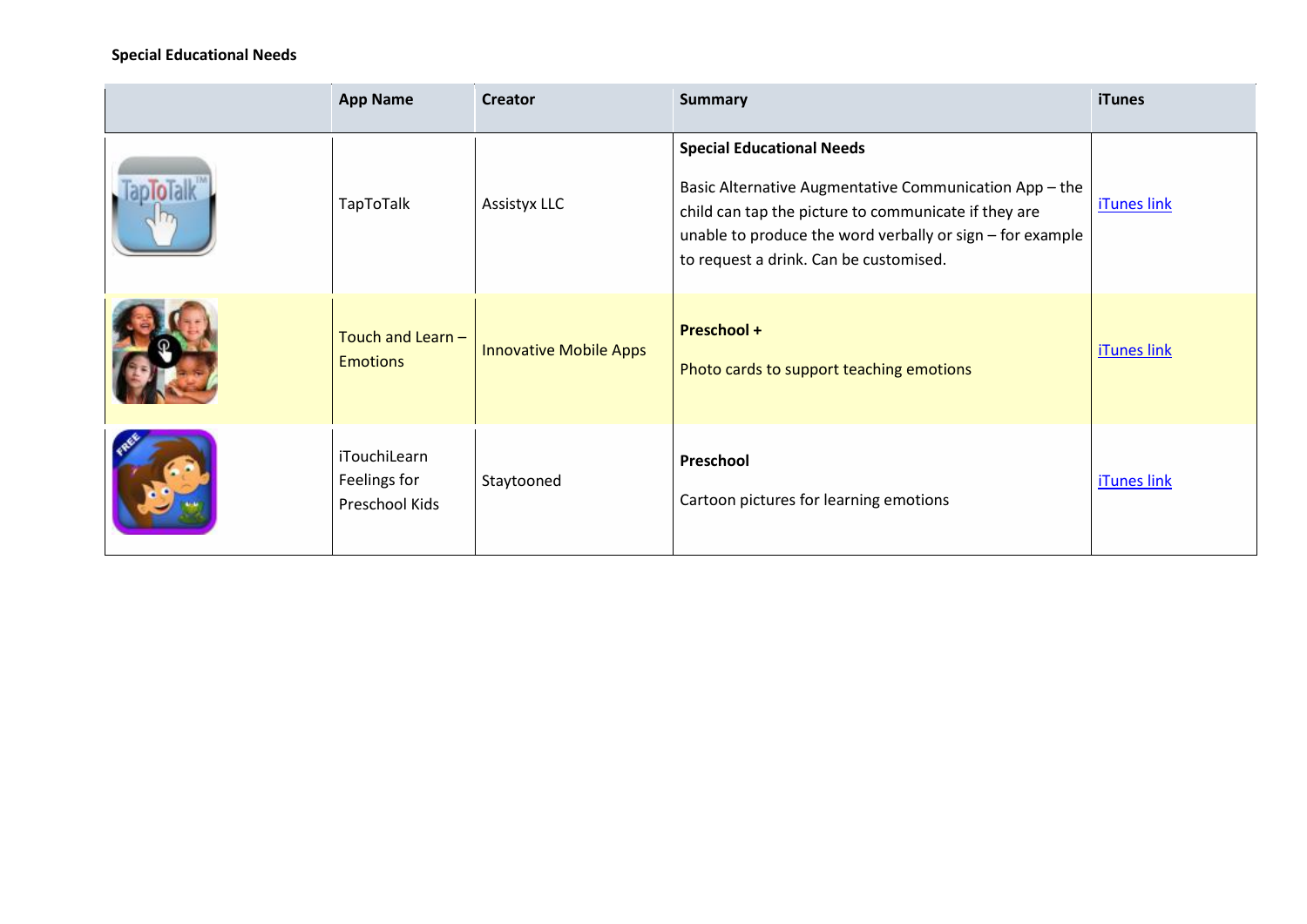**Special Educational Needs**

| | App Name | Creator | Summary | iTunes |
|---|---|---|---|---|
| | TapToTalk | Assistyx LLC | **Special Educational Needs**<br><br>Basic Alternative Augmentative Communication App – the child can tap the picture to communicate if they are unable to produce the word verbally or sign – for example to request a drink. Can be customised. | iTunes link |
| | Touch and Learn – Emotions | Innovative Mobile Apps | **Preschool +**<br><br>Photo cards to support teaching emotions | iTunes link |
| | iTouchiLearn Feelings for Preschool Kids | Staytooned | **Preschool**<br><br>Cartoon pictures for learning emotions | iTunes link |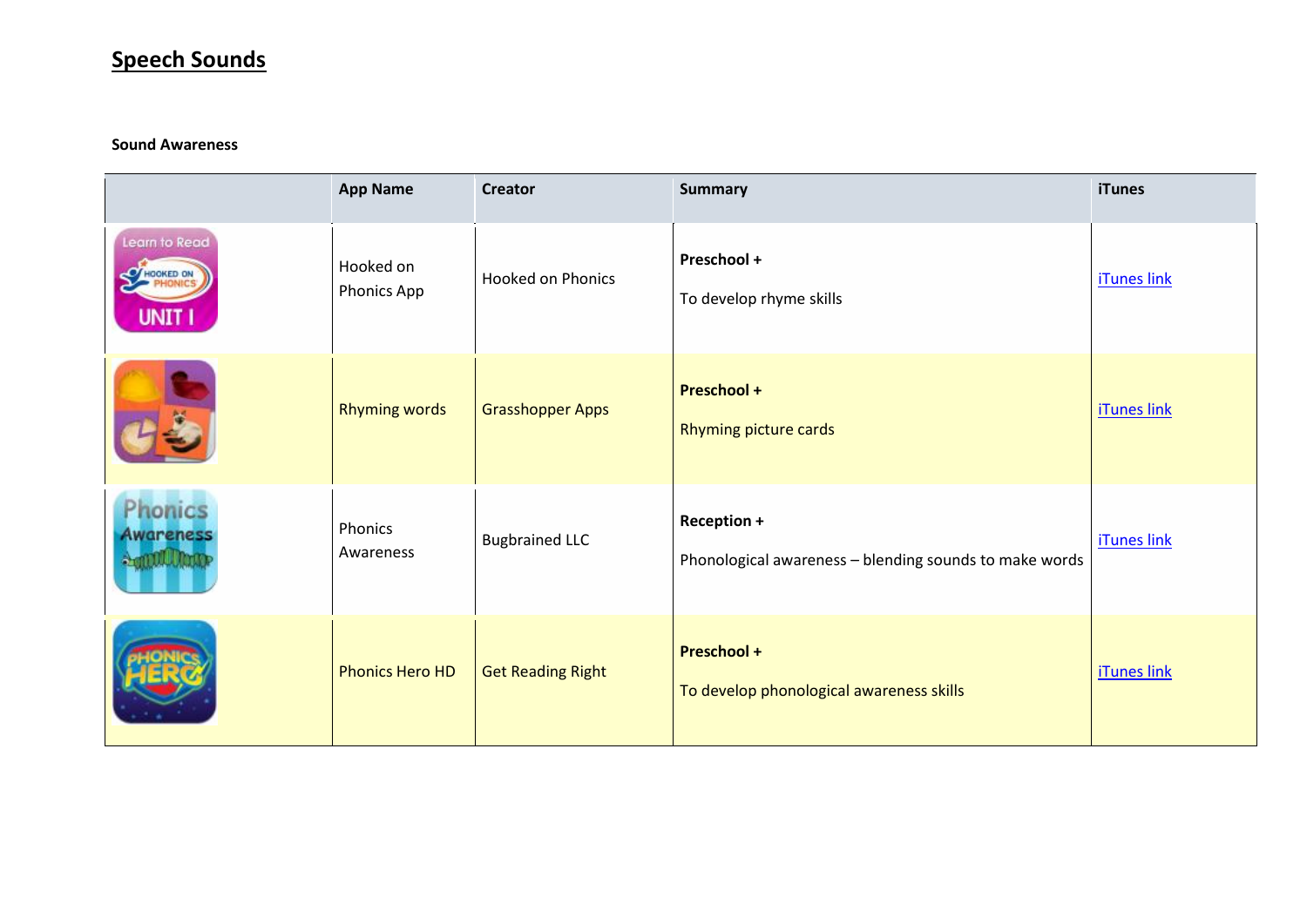# Speech Sounds

**Sound Awareness**

| | App Name | Creator | Summary | iTunes |
|---|---|---|---|---|
| | Hooked on Phonics App | Hooked on Phonics | **Preschool +**<br>To develop rhyme skills | iTunes link |
| | Rhyming words | Grasshopper Apps | **Preschool +**<br>Rhyming picture cards | iTunes link |
| | Phonics Awareness | Bugbrained LLC | **Reception +**<br>Phonological awareness – blending sounds to make words | iTunes link |
| | Phonics Hero HD | Get Reading Right | **Preschool +**<br>To develop phonological awareness skills | iTunes link |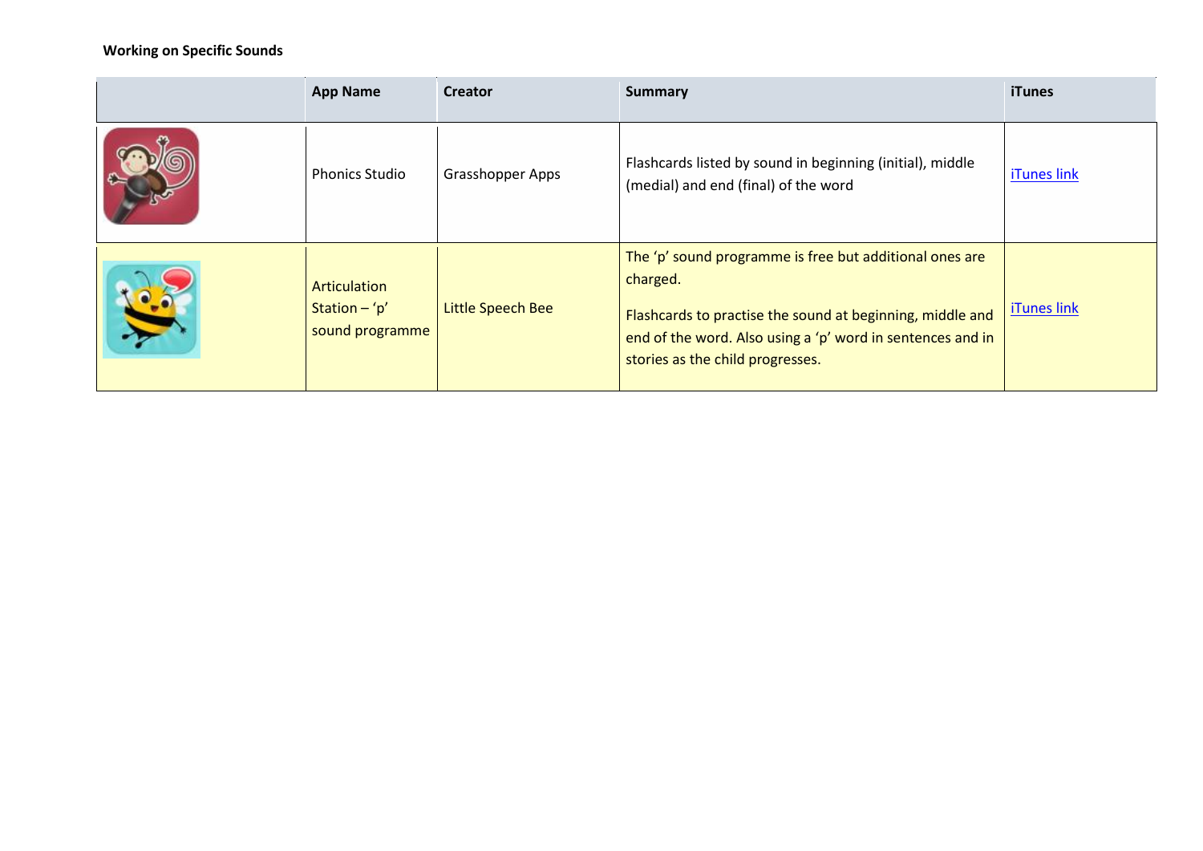**Working on Specific Sounds**

| | App Name | Creator | Summary | iTunes |
|---|---|---|---|---|
| | Phonics Studio | Grasshopper Apps | Flashcards listed by sound in beginning (initial), middle (medial) and end (final) of the word | iTunes link |
| | Articulation Station – 'p' sound programme | Little Speech Bee | The 'p' sound programme is free but additional ones are charged.<br><br>Flashcards to practise the sound at beginning, middle and end of the word. Also using a 'p' word in sentences and in stories as the child progresses. | iTunes link |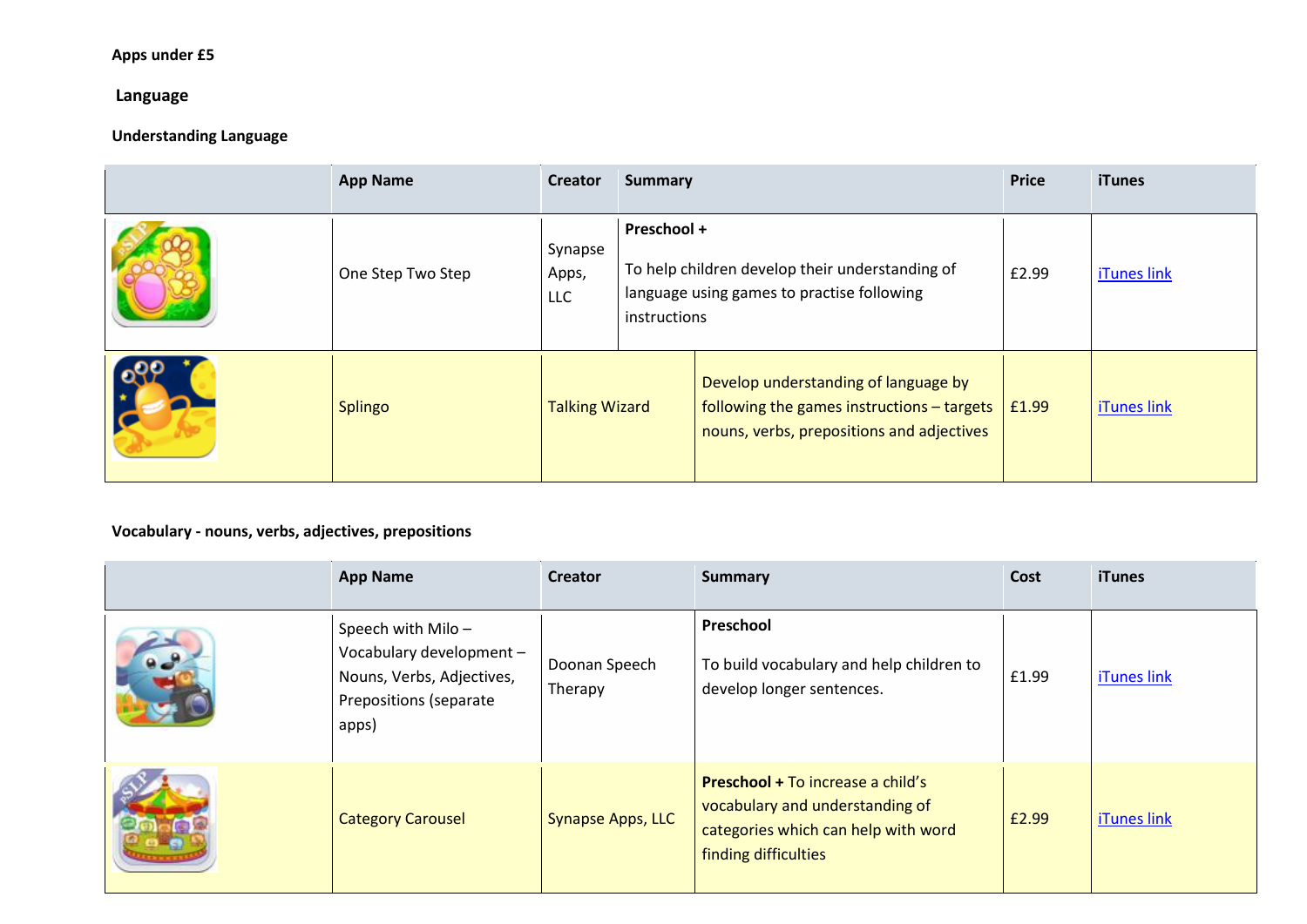**Apps under £5**

## Language

### Understanding Language

| | App Name | Creator | Summary | Price | iTunes |
|---|---|---|---|---|---|
| | One Step Two Step | Synapse Apps, LLC | **Preschool +** To help children develop their understanding of language using games to practise following instructions | £2.99 | iTunes link |
| | Splingo | Talking Wizard | Develop understanding of language by following the games instructions – targets nouns, verbs, prepositions and adjectives | £1.99 | iTunes link |

### Vocabulary - nouns, verbs, adjectives, prepositions

| | App Name | Creator | Summary | Cost | iTunes |
|---|---|---|---|---|---|
| | Speech with Milo – Vocabulary development – Nouns, Verbs, Adjectives, Prepositions (separate apps) | Doonan Speech Therapy | **Preschool** To build vocabulary and help children to develop longer sentences. | £1.99 | iTunes link |
| | Category Carousel | Synapse Apps, LLC | **Preschool +** To increase a child's vocabulary and understanding of categories which can help with word finding difficulties | £2.99 | iTunes link |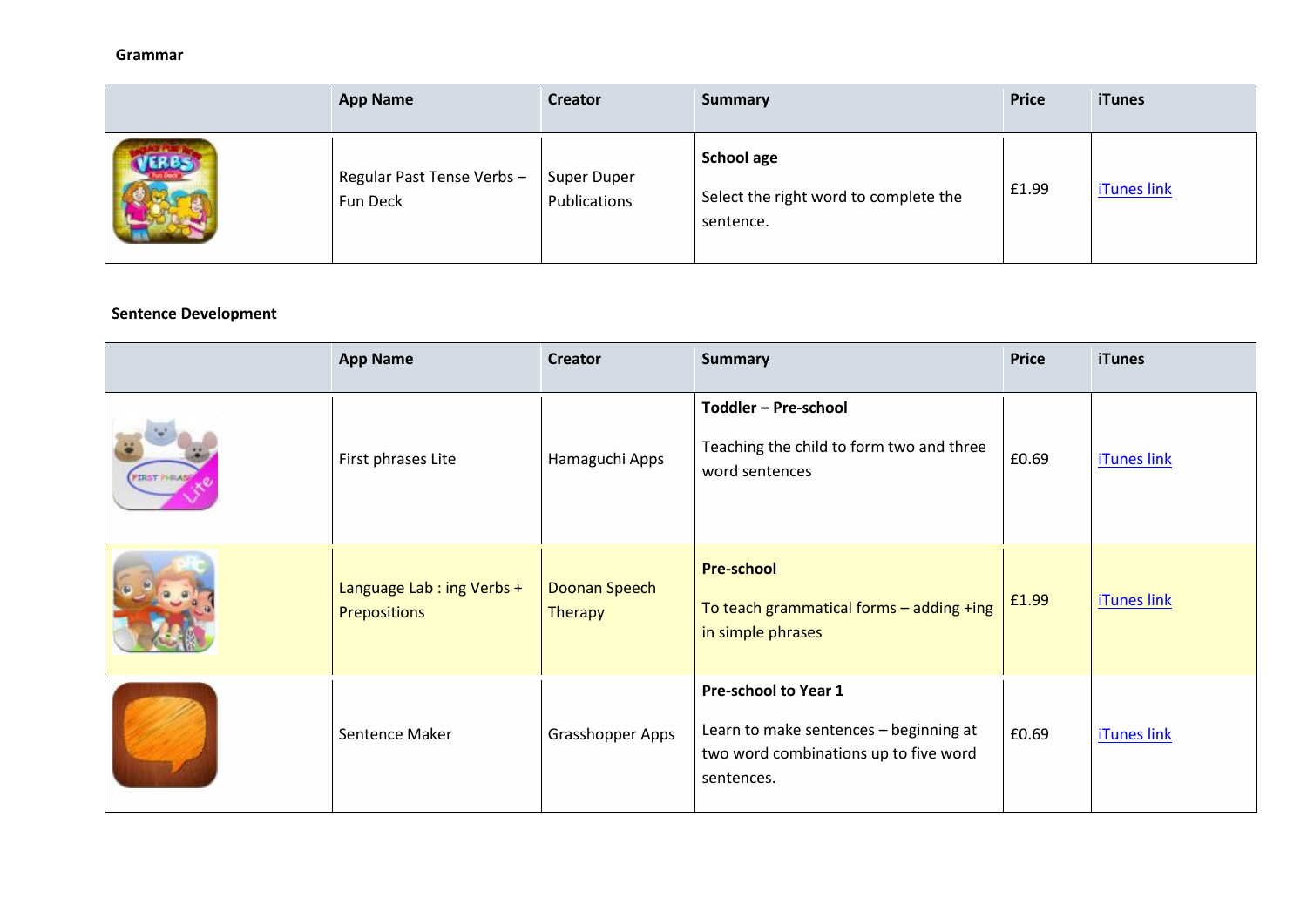**Grammar**

| | App Name | Creator | Summary | Price | iTunes |
|---|---|---|---|---|---|
| | Regular Past Tense Verbs – Fun Deck | Super Duper Publications | **School age**<br><br>Select the right word to complete the sentence. | £1.99 | iTunes link |

**Sentence Development**

| | App Name | Creator | Summary | Price | iTunes |
|---|---|---|---|---|---|
| | First phrases Lite | Hamaguchi Apps | **Toddler – Pre-school**<br><br>Teaching the child to form two and three word sentences | £0.69 | iTunes link |
| | Language Lab : ing Verbs + Prepositions | Doonan Speech Therapy | **Pre-school**<br><br>To teach grammatical forms – adding +ing in simple phrases | £1.99 | iTunes link |
| | Sentence Maker | Grasshopper Apps | **Pre-school to Year 1**<br><br>Learn to make sentences – beginning at two word combinations up to five word sentences. | £0.69 | iTunes link |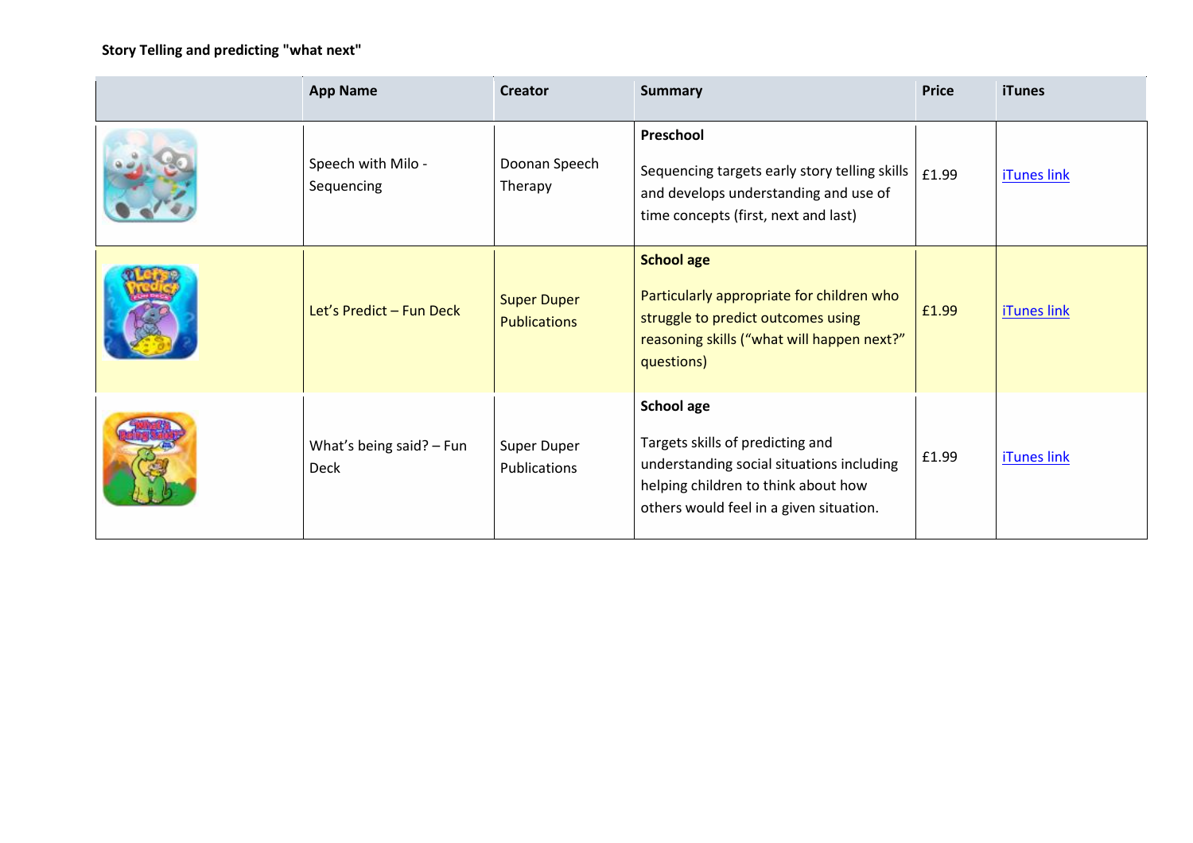**Story Telling and predicting "what next"**

| | App Name | Creator | Summary | Price | iTunes |
|---|---|---|---|---|---|
| | Speech with Milo - Sequencing | Doonan Speech Therapy | **Preschool**<br><br>Sequencing targets early story telling skills and develops understanding and use of time concepts (first, next and last) | £1.99 | iTunes link |
| | Let's Predict – Fun Deck | Super Duper Publications | **School age**<br><br>Particularly appropriate for children who struggle to predict outcomes using reasoning skills ("what will happen next?" questions) | £1.99 | iTunes link |
| | What's being said? – Fun Deck | Super Duper Publications | **School age**<br><br>Targets skills of predicting and understanding social situations including helping children to think about how others would feel in a given situation. | £1.99 | iTunes link |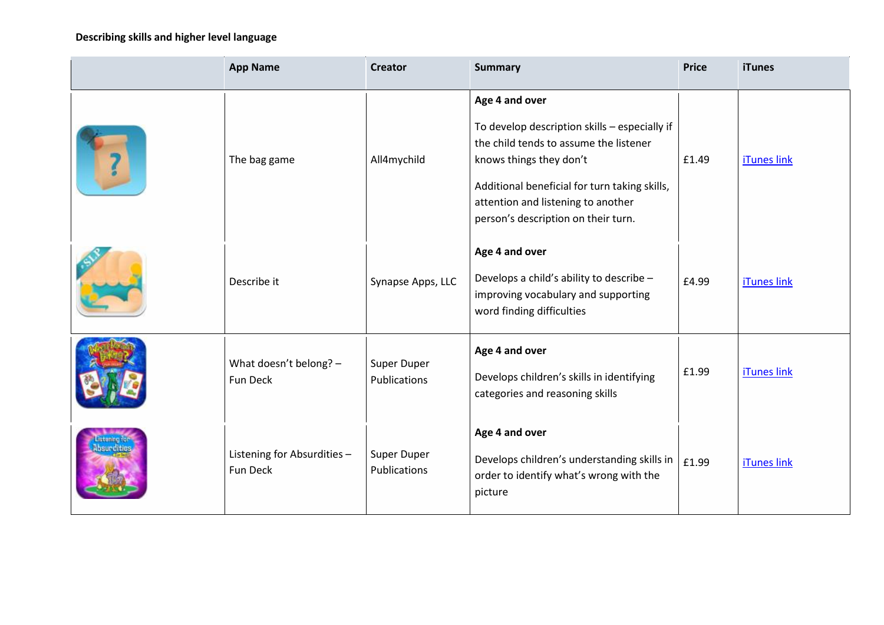**Describing skills and higher level language**

| | App Name | Creator | Summary | Price | iTunes |
|---|---|---|---|---|---|
| | The bag game | All4mychild | **Age 4 and over**<br><br>To develop description skills – especially if the child tends to assume the listener knows things they don't<br><br>Additional beneficial for turn taking skills, attention and listening to another person's description on their turn. | £1.49 | iTunes link |
| | Describe it | Synapse Apps, LLC | **Age 4 and over**<br><br>Develops a child's ability to describe – improving vocabulary and supporting word finding difficulties | £4.99 | iTunes link |
| | What doesn't belong? – Fun Deck | Super Duper Publications | **Age 4 and over**<br><br>Develops children's skills in identifying categories and reasoning skills | £1.99 | iTunes link |
| | Listening for Absurdities – Fun Deck | Super Duper Publications | **Age 4 and over**<br><br>Develops children's understanding skills in order to identify what's wrong with the picture | £1.99 | iTunes link |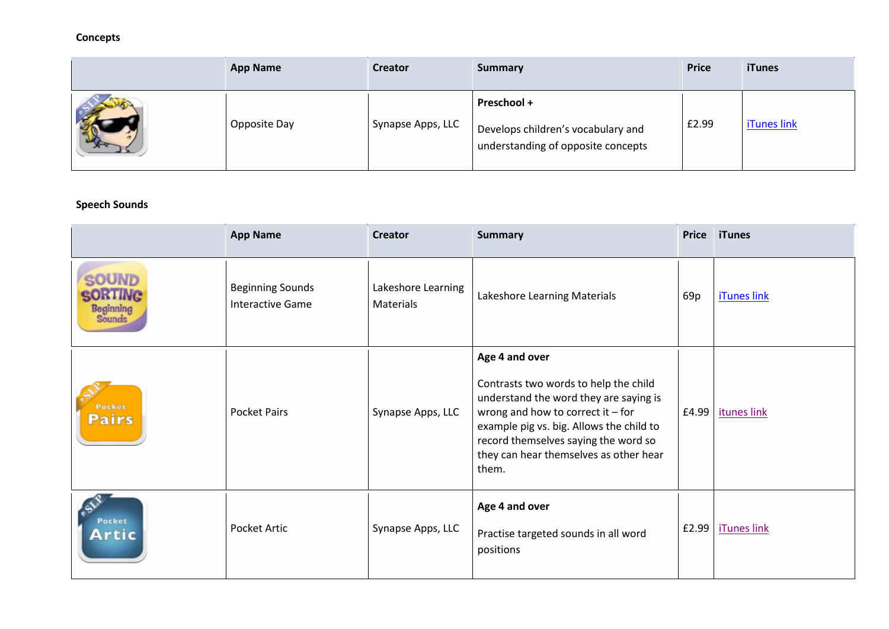**Concepts**

| | App Name | Creator | Summary | Price | iTunes |
|---|---|---|---|---|---|
| | Opposite Day | Synapse Apps, LLC | **Preschool +** Develops children's vocabulary and understanding of opposite concepts | £2.99 | iTunes link |

**Speech Sounds**

| | App Name | Creator | Summary | Price | iTunes |
|---|---|---|---|---|---|
| | Beginning Sounds Interactive Game | Lakeshore Learning Materials | Lakeshore Learning Materials | 69p | iTunes link |
| | Pocket Pairs | Synapse Apps, LLC | **Age 4 and over** Contrasts two words to help the child understand the word they are saying is wrong and how to correct it – for example pig vs. big. Allows the child to record themselves saying the word so they can hear themselves as other hear them. | £4.99 | itunes link |
| | Pocket Artic | Synapse Apps, LLC | **Age 4 and over** Practise targeted sounds in all word positions | £2.99 | iTunes link |